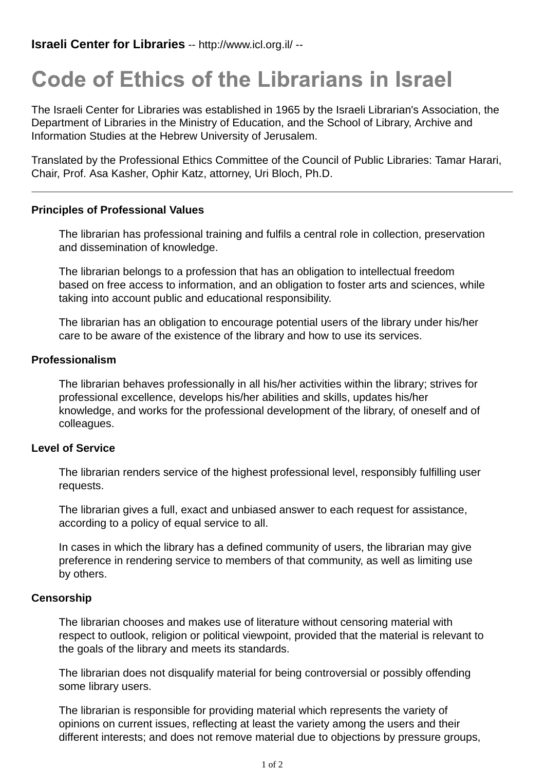**Israeli Center for Libraries** -- http://www.icl.org.il/ --

# Code of Ethics of the Librarians in Israel

The Israeli Center for Libraries was established in 1965 by the Israeli Librarian's Association, the Department of Libraries in the Ministry of Education, and the School of Library, Archive and Information Studies at the Hebrew University of Jerusalem.

Translated by the Professional Ethics Committee of the Council of Public Libraries: Tamar Harari, Chair, Prof. Asa Kasher, Ophir Katz, attorney, Uri Bloch, Ph.D.

---

**Principles of Professional Values**

The librarian has professional training and fulfils a central role in collection, preservation and dissemination of knowledge.

The librarian belongs to a profession that has an obligation to intellectual freedom based on free access to information, and an obligation to foster arts and sciences, while taking into account public and educational responsibility.

The librarian has an obligation to encourage potential users of the library under his/her care to be aware of the existence of the library and how to use its services.

**Professionalism**

The librarian behaves professionally in all his/her activities within the library; strives for professional excellence, develops his/her abilities and skills, updates his/her knowledge, and works for the professional development of the library, of oneself and of colleagues.

**Level of Service**

The librarian renders service of the highest professional level, responsibly fulfilling user requests.

The librarian gives a full, exact and unbiased answer to each request for assistance, according to a policy of equal service to all.

In cases in which the library has a defined community of users, the librarian may give preference in rendering service to members of that community, as well as limiting use by others.

**Censorship**

The librarian chooses and makes use of literature without censoring material with respect to outlook, religion or political viewpoint, provided that the material is relevant to the goals of the library and meets its standards.

The librarian does not disqualify material for being controversial or possibly offending some library users.

The librarian is responsible for providing material which represents the variety of opinions on current issues, reflecting at least the variety among the users and their different interests; and does not remove material due to objections by pressure groups,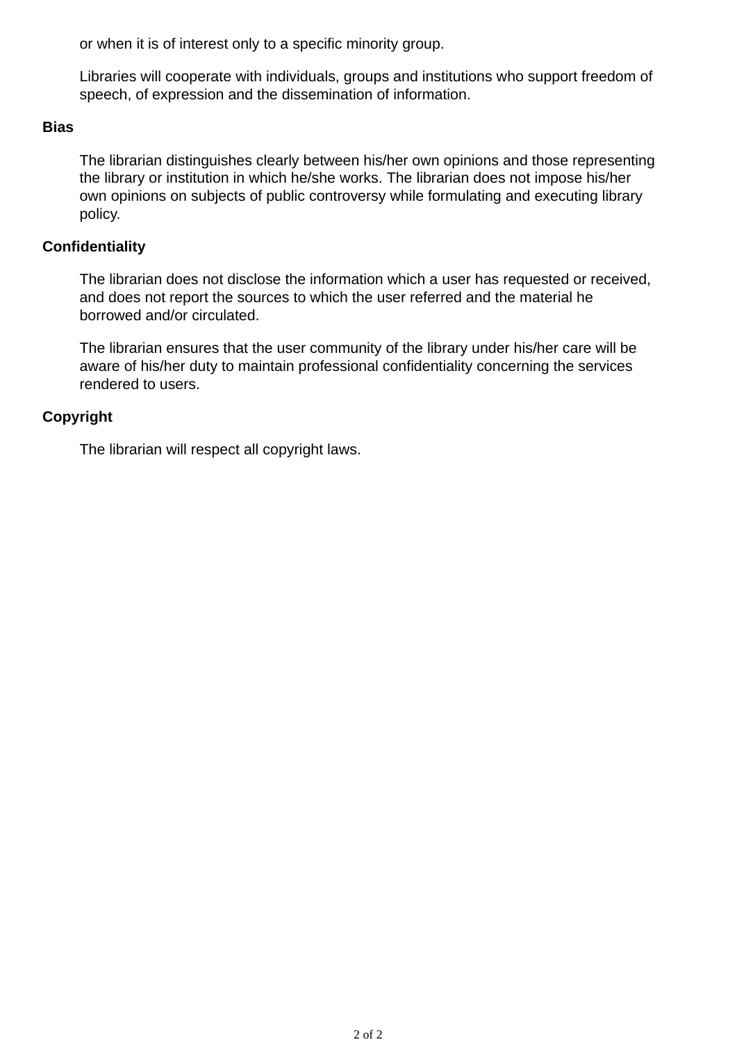or when it is of interest only to a specific minority group.

Libraries will cooperate with individuals, groups and institutions who support freedom of speech, of expression and the dissemination of information.

**Bias**

The librarian distinguishes clearly between his/her own opinions and those representing the library or institution in which he/she works. The librarian does not impose his/her own opinions on subjects of public controversy while formulating and executing library policy.

**Confidentiality**

The librarian does not disclose the information which a user has requested or received, and does not report the sources to which the user referred and the material he borrowed and/or circulated.

The librarian ensures that the user community of the library under his/her care will be aware of his/her duty to maintain professional confidentiality concerning the services rendered to users.

**Copyright**

The librarian will respect all copyright laws.